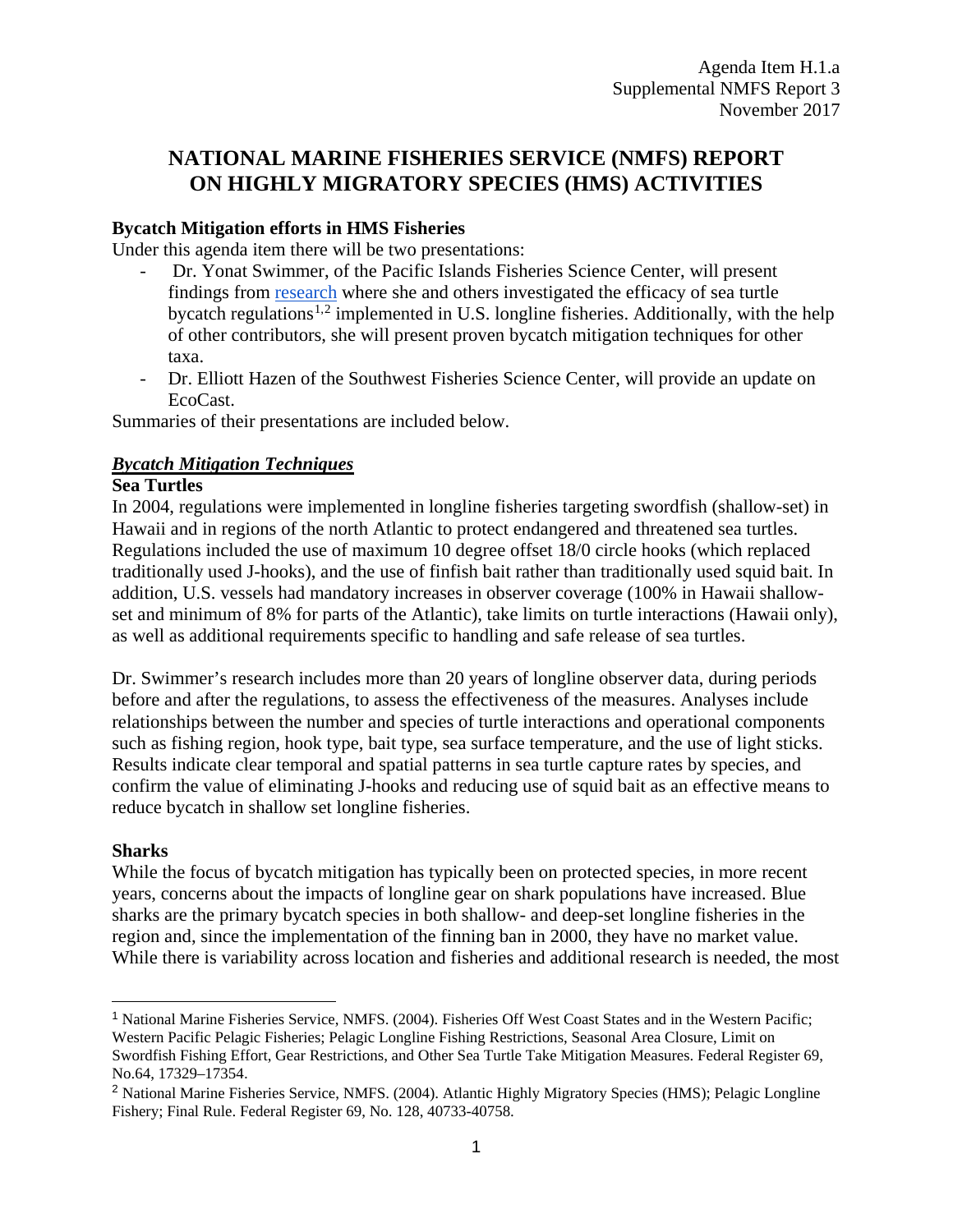Agenda Item H.1.a
Supplemental NMFS Report 3
November 2017

# NATIONAL MARINE FISHERIES SERVICE (NMFS) REPORT ON HIGHLY MIGRATORY SPECIES (HMS) ACTIVITIES

## Bycatch Mitigation efforts in HMS Fisheries

Under this agenda item there will be two presentations:

- Dr. Yonat Swimmer, of the Pacific Islands Fisheries Science Center, will present findings from research where she and others investigated the efficacy of sea turtle bycatch regulations[1,2] implemented in U.S. longline fisheries. Additionally, with the help of other contributors, she will present proven bycatch mitigation techniques for other taxa.
- Dr. Elliott Hazen of the Southwest Fisheries Science Center, will provide an update on EcoCast.

Summaries of their presentations are included below.

### ***Bycatch Mitigation Techniques***

**Sea Turtles**

In 2004, regulations were implemented in longline fisheries targeting swordfish (shallow-set) in Hawaii and in regions of the north Atlantic to protect endangered and threatened sea turtles. Regulations included the use of maximum 10 degree offset 18/0 circle hooks (which replaced traditionally used J-hooks), and the use of finfish bait rather than traditionally used squid bait. In addition, U.S. vessels had mandatory increases in observer coverage (100% in Hawaii shallow-set and minimum of 8% for parts of the Atlantic), take limits on turtle interactions (Hawaii only), as well as additional requirements specific to handling and safe release of sea turtles.

Dr. Swimmer's research includes more than 20 years of longline observer data, during periods before and after the regulations, to assess the effectiveness of the measures. Analyses include relationships between the number and species of turtle interactions and operational components such as fishing region, hook type, bait type, sea surface temperature, and the use of light sticks. Results indicate clear temporal and spatial patterns in sea turtle capture rates by species, and confirm the value of eliminating J-hooks and reducing use of squid bait as an effective means to reduce bycatch in shallow set longline fisheries.

**Sharks**

While the focus of bycatch mitigation has typically been on protected species, in more recent years, concerns about the impacts of longline gear on shark populations have increased. Blue sharks are the primary bycatch species in both shallow- and deep-set longline fisheries in the region and, since the implementation of the finning ban in 2000, they have no market value. While there is variability across location and fisheries and additional research is needed, the most

---

[1] National Marine Fisheries Service, NMFS. (2004). Fisheries Off West Coast States and in the Western Pacific; Western Pacific Pelagic Fisheries; Pelagic Longline Fishing Restrictions, Seasonal Area Closure, Limit on Swordfish Fishing Effort, Gear Restrictions, and Other Sea Turtle Take Mitigation Measures. Federal Register 69, No.64, 17329–17354.

[2] National Marine Fisheries Service, NMFS. (2004). Atlantic Highly Migratory Species (HMS); Pelagic Longline Fishery; Final Rule. Federal Register 69, No. 128, 40733-40758.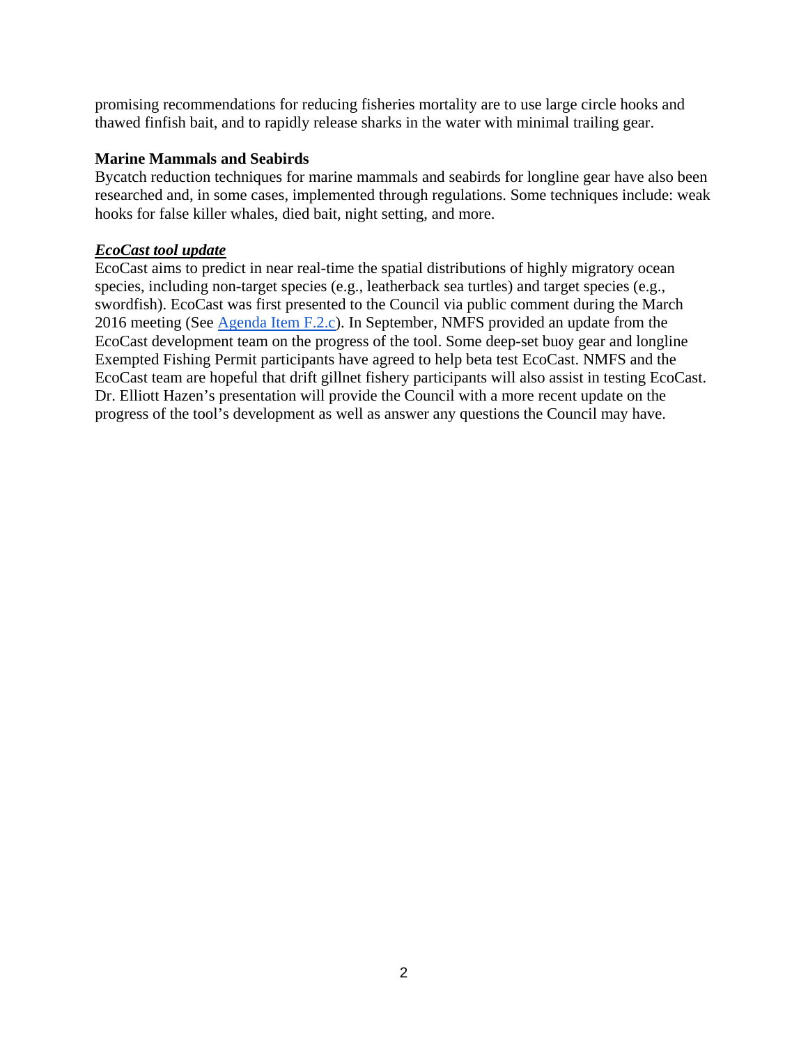promising recommendations for reducing fisheries mortality are to use large circle hooks and thawed finfish bait, and to rapidly release sharks in the water with minimal trailing gear.

**Marine Mammals and Seabirds**

Bycatch reduction techniques for marine mammals and seabirds for longline gear have also been researched and, in some cases, implemented through regulations. Some techniques include: weak hooks for false killer whales, died bait, night setting, and more.

***EcoCast tool update***

EcoCast aims to predict in near real-time the spatial distributions of highly migratory ocean species, including non-target species (e.g., leatherback sea turtles) and target species (e.g., swordfish). EcoCast was first presented to the Council via public comment during the March 2016 meeting (See [Agenda Item F.2.c]). In September, NMFS provided an update from the EcoCast development team on the progress of the tool. Some deep-set buoy gear and longline Exempted Fishing Permit participants have agreed to help beta test EcoCast. NMFS and the EcoCast team are hopeful that drift gillnet fishery participants will also assist in testing EcoCast. Dr. Elliott Hazen's presentation will provide the Council with a more recent update on the progress of the tool's development as well as answer any questions the Council may have.